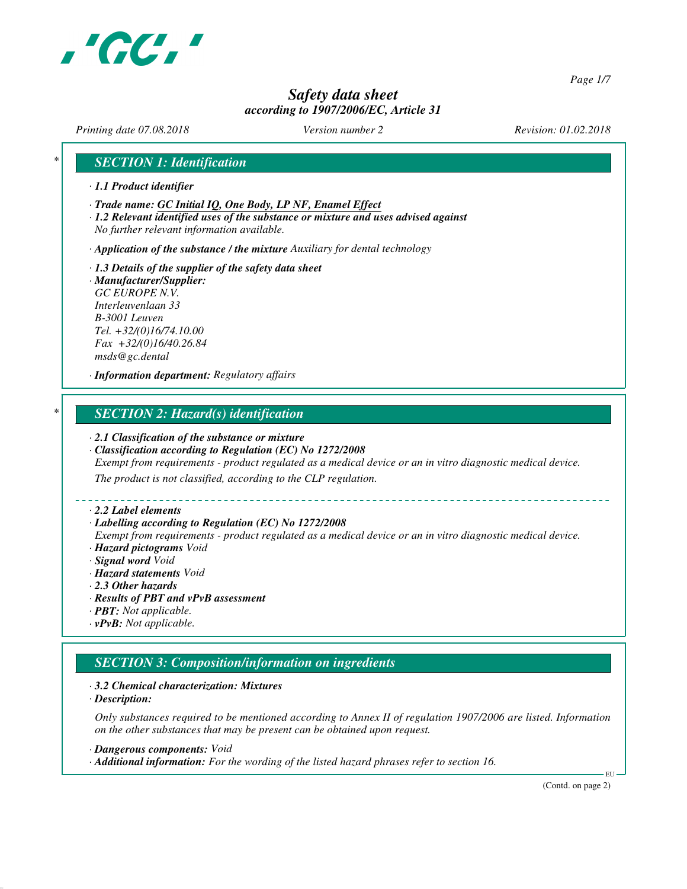# Safety data sheet
*according to 1907/2006/EC, Article 31*

*Printing date 07.08.2018* *Version number 2* *Revision: 01.02.2018*

## SECTION 1: Identification

· **1.1 Product identifier**

· **Trade name: GC Initial IQ, One Body, LP NF, Enamel Effect**
· **1.2 Relevant identified uses of the substance or mixture and uses advised against**
No further relevant information available.

· **Application of the substance / the mixture** Auxiliary for dental technology

· **1.3 Details of the supplier of the safety data sheet**
· **Manufacturer/Supplier:**
GC EUROPE N.V.
Interleuvenlaan 33
B-3001 Leuven
Tel. +32/(0)16/74.10.00
Fax +32/(0)16/40.26.84
msds@gc.dental

· **Information department:** Regulatory affairs

## SECTION 2: Hazard(s) identification

· **2.1 Classification of the substance or mixture**
· **Classification according to Regulation (EC) No 1272/2008**
Exempt from requirements - product regulated as a medical device or an in vitro diagnostic medical device.
The product is not classified, according to the CLP regulation.

· **2.2 Label elements**
· **Labelling according to Regulation (EC) No 1272/2008**
Exempt from requirements - product regulated as a medical device or an in vitro diagnostic medical device.
· **Hazard pictograms** Void
· **Signal word** Void
· **Hazard statements** Void
· **2.3 Other hazards**
· **Results of PBT and vPvB assessment**
· **PBT:** Not applicable.
· **vPvB:** Not applicable.

## SECTION 3: Composition/information on ingredients

· **3.2 Chemical characterization: Mixtures**
· **Description:**

Only substances required to be mentioned according to Annex II of regulation 1907/2006 are listed. Information on the other substances that may be present can be obtained upon request.

· **Dangerous components:** Void
· **Additional information:** For the wording of the listed hazard phrases refer to section 16.

(Contd. on page 2)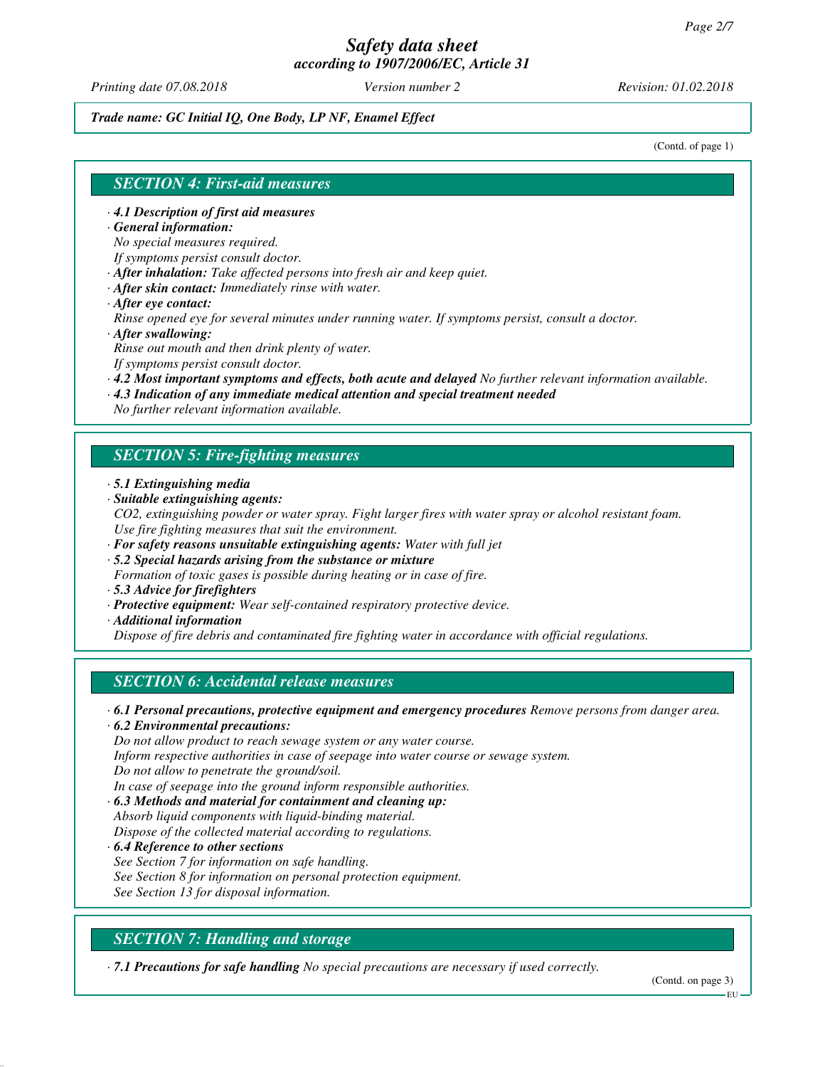*Trade name: GC Initial IQ, One Body, LP NF, Enamel Effect*

(Contd. of page 1)

## SECTION 4: First-aid measures

- **4.1 Description of first aid measures**
- **General information:**
  No special measures required.
  If symptoms persist consult doctor.
- **After inhalation:** Take affected persons into fresh air and keep quiet.
- **After skin contact:** Immediately rinse with water.
- **After eye contact:**
  Rinse opened eye for several minutes under running water. If symptoms persist, consult a doctor.
- **After swallowing:**
  Rinse out mouth and then drink plenty of water.
  If symptoms persist consult doctor.
- **4.2 Most important symptoms and effects, both acute and delayed** No further relevant information available.
- **4.3 Indication of any immediate medical attention and special treatment needed**
  No further relevant information available.

## SECTION 5: Fire-fighting measures

- **5.1 Extinguishing media**
- **Suitable extinguishing agents:**
  $CO_2$, extinguishing powder or water spray. Fight larger fires with water spray or alcohol resistant foam.
  Use fire fighting measures that suit the environment.
- **For safety reasons unsuitable extinguishing agents:** Water with full jet
- **5.2 Special hazards arising from the substance or mixture**
  Formation of toxic gases is possible during heating or in case of fire.
- **5.3 Advice for firefighters**
- **Protective equipment:** Wear self-contained respiratory protective device.
- **Additional information**
  Dispose of fire debris and contaminated fire fighting water in accordance with official regulations.

## SECTION 6: Accidental release measures

- **6.1 Personal precautions, protective equipment and emergency procedures** Remove persons from danger area.
- **6.2 Environmental precautions:**
  Do not allow product to reach sewage system or any water course.
  Inform respective authorities in case of seepage into water course or sewage system.
  Do not allow to penetrate the ground/soil.
  In case of seepage into the ground inform responsible authorities.
- **6.3 Methods and material for containment and cleaning up:**
  Absorb liquid components with liquid-binding material.
  Dispose of the collected material according to regulations.
- **6.4 Reference to other sections**
  See Section 7 for information on safe handling.
  See Section 8 for information on personal protection equipment.
  See Section 13 for disposal information.

## SECTION 7: Handling and storage

- **7.1 Precautions for safe handling** No special precautions are necessary if used correctly.

(Contd. on page 3)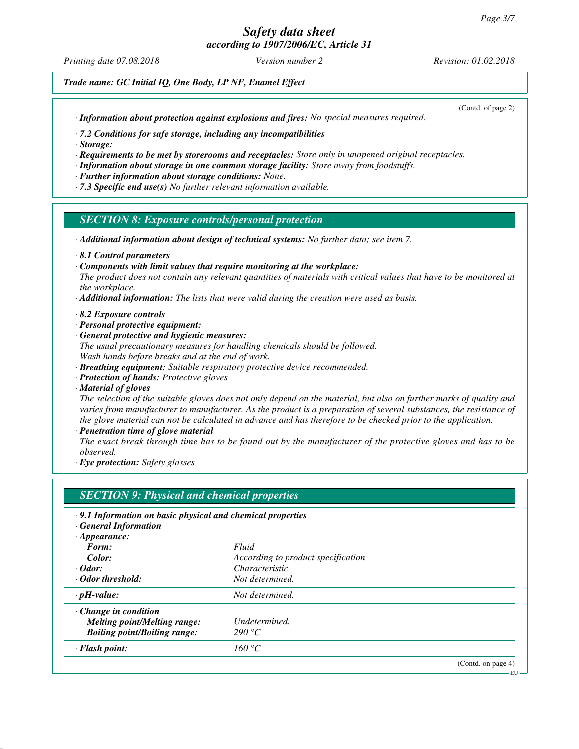*Trade name: GC Initial IQ, One Body, LP NF, Enamel Effect*

(Contd. of page 2)

· ***Information about protection against explosions and fires:*** *No special measures required.*

· ***7.2 Conditions for safe storage, including any incompatibilities***
· ***Storage:***
· ***Requirements to be met by storerooms and receptacles:*** *Store only in unopened original receptacles.*
· ***Information about storage in one common storage facility:*** *Store away from foodstuffs.*
· ***Further information about storage conditions:*** *None.*
· ***7.3 Specific end use(s)*** *No further relevant information available.*

## SECTION 8: Exposure controls/personal protection

· ***Additional information about design of technical systems:*** *No further data; see item 7.*

· ***8.1 Control parameters***
· ***Components with limit values that require monitoring at the workplace:***
*The product does not contain any relevant quantities of materials with critical values that have to be monitored at the workplace.*
· ***Additional information:*** *The lists that were valid during the creation were used as basis.*

· ***8.2 Exposure controls***
· ***Personal protective equipment:***
· ***General protective and hygienic measures:***
*The usual precautionary measures for handling chemicals should be followed.*
*Wash hands before breaks and at the end of work.*
· ***Breathing equipment:*** *Suitable respiratory protective device recommended.*
· ***Protection of hands:*** *Protective gloves*
· ***Material of gloves***
*The selection of the suitable gloves does not only depend on the material, but also on further marks of quality and varies from manufacturer to manufacturer. As the product is a preparation of several substances, the resistance of the glove material can not be calculated in advance and has therefore to be checked prior to the application.*
· ***Penetration time of glove material***
*The exact break through time has to be found out by the manufacturer of the protective gloves and has to be observed.*
· ***Eye protection:*** *Safety glasses*

## SECTION 9: Physical and chemical properties

| · ***9.1 Information on basic physical and chemical properties*** | |
|---|---|
| · ***General Information*** | |
| · ***Appearance:*** | |
| ***Form:*** | *Fluid* |
| ***Color:*** | *According to product specification* |
| · ***Odor:*** | *Characteristic* |
| · ***Odor threshold:*** | *Not determined.* |
| · ***pH-value:*** | *Not determined.* |
| · ***Change in condition*** | |
| ***Melting point/Melting range:*** | *Undetermined.* |
| ***Boiling point/Boiling range:*** | *290 °C* |
| · ***Flash point:*** | *160 °C* |

(Contd. on page 4)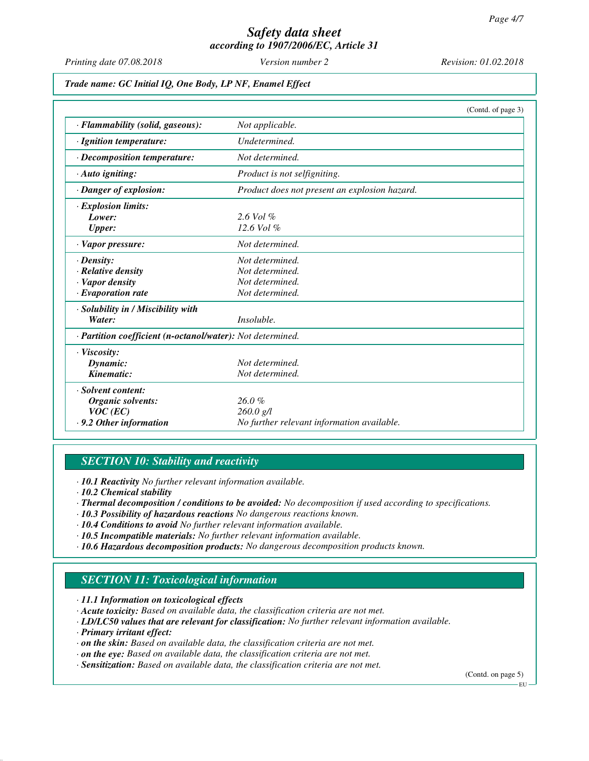# Safety data sheet
## according to 1907/2006/EC, Article 31

*Printing date 07.08.2018* *Version number 2* *Revision: 01.02.2018*

***Trade name: GC Initial IQ, One Body, LP NF, Enamel Effect***

(Contd. of page 3)

| | |
|---|---|
| · **Flammability (solid, gaseous):** | *Not applicable.* |
| · **Ignition temperature:** | *Undetermined.* |
| · **Decomposition temperature:** | *Not determined.* |
| · **Auto igniting:** | *Product is not selfigniting.* |
| · **Danger of explosion:** | *Product does not present an explosion hazard.* |
| · **Explosion limits:** | |
| **Lower:** | *2.6 Vol %* |
| **Upper:** | *12.6 Vol %* |
| · **Vapor pressure:** | *Not determined.* |
| · **Density:** | *Not determined.* |
| · **Relative density** | *Not determined.* |
| · **Vapor density** | *Not determined.* |
| · **Evaporation rate** | *Not determined.* |
| · **Solubility in / Miscibility with** | |
| **Water:** | *Insoluble.* |
| · **Partition coefficient (n-octanol/water):** | *Not determined.* |
| · **Viscosity:** | |
| **Dynamic:** | *Not determined.* |
| **Kinematic:** | *Not determined.* |
| · **Solvent content:** | |
| **Organic solvents:** | *26.0 %* |
| **VOC (EC)** | *260.0 g/l* |
| · **9.2 Other information** | *No further relevant information available.* |

## SECTION 10: Stability and reactivity

- · **10.1 Reactivity** *No further relevant information available.*
- · **10.2 Chemical stability**
- · **Thermal decomposition / conditions to be avoided:** *No decomposition if used according to specifications.*
- · **10.3 Possibility of hazardous reactions** *No dangerous reactions known.*
- · **10.4 Conditions to avoid** *No further relevant information available.*
- · **10.5 Incompatible materials:** *No further relevant information available.*
- · **10.6 Hazardous decomposition products:** *No dangerous decomposition products known.*

## SECTION 11: Toxicological information

- · **11.1 Information on toxicological effects**
- · **Acute toxicity:** *Based on available data, the classification criteria are not met.*
- · **LD/LC50 values that are relevant for classification:** *No further relevant information available.*
- · **Primary irritant effect:**
- · **on the skin:** *Based on available data, the classification criteria are not met.*
- · **on the eye:** *Based on available data, the classification criteria are not met.*
- · **Sensitization:** *Based on available data, the classification criteria are not met.*

(Contd. on page 5)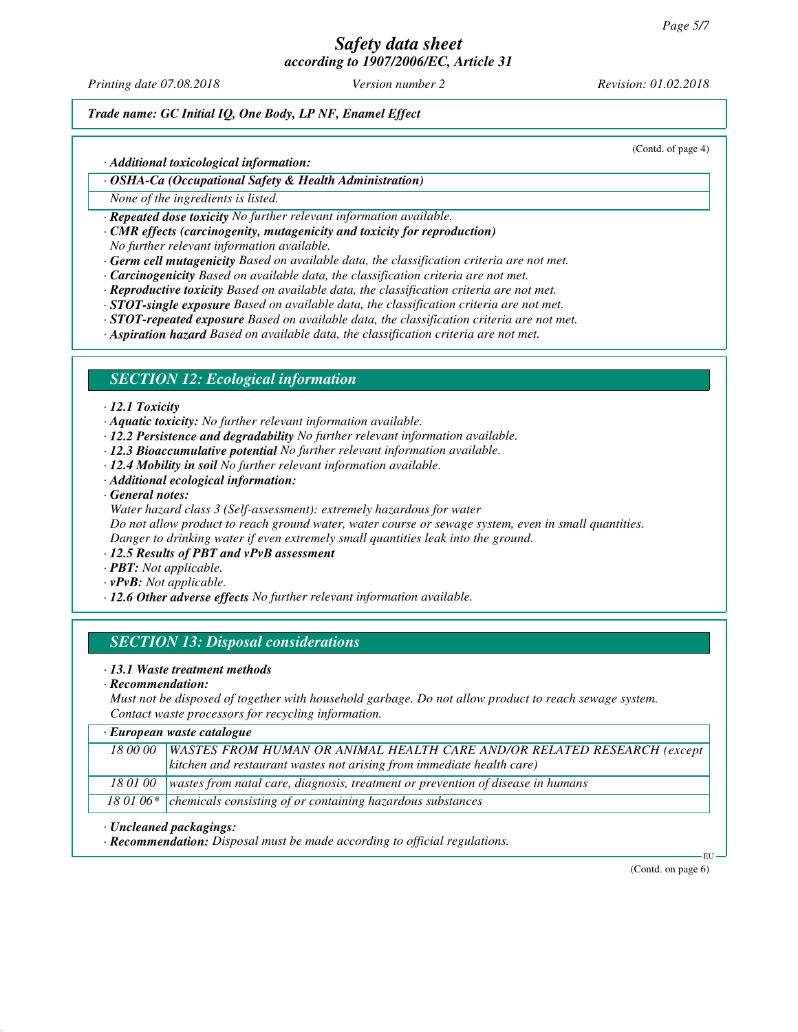*Trade name: GC Initial IQ, One Body, LP NF, Enamel Effect*

(Contd. of page 4)

· ***Additional toxicological information:***

| · ***OSHA-Ca (Occupational Safety & Health Administration)*** |
|---|
| *None of the ingredients is listed.* |

· ***Repeated dose toxicity*** *No further relevant information available.*
· ***CMR effects (carcinogenity, mutagenicity and toxicity for reproduction)***
*No further relevant information available.*
· ***Germ cell mutagenicity*** *Based on available data, the classification criteria are not met.*
· ***Carcinogenicity*** *Based on available data, the classification criteria are not met.*
· ***Reproductive toxicity*** *Based on available data, the classification criteria are not met.*
· ***STOT-single exposure*** *Based on available data, the classification criteria are not met.*
· ***STOT-repeated exposure*** *Based on available data, the classification criteria are not met.*
· ***Aspiration hazard*** *Based on available data, the classification criteria are not met.*

## *SECTION 12: Ecological information*

· ***12.1 Toxicity***
· ***Aquatic toxicity:*** *No further relevant information available.*
· ***12.2 Persistence and degradability*** *No further relevant information available.*
· ***12.3 Bioaccumulative potential*** *No further relevant information available.*
· ***12.4 Mobility in soil*** *No further relevant information available.*
· ***Additional ecological information:***
· ***General notes:***
*Water hazard class 3 (Self-assessment): extremely hazardous for water*
*Do not allow product to reach ground water, water course or sewage system, even in small quantities.*
*Danger to drinking water if even extremely small quantities leak into the ground.*
· ***12.5 Results of PBT and vPvB assessment***
· ***PBT:*** *Not applicable.*
· ***vPvB:*** *Not applicable.*
· ***12.6 Other adverse effects*** *No further relevant information available.*

## *SECTION 13: Disposal considerations*

· ***13.1 Waste treatment methods***
· ***Recommendation:***
*Must not be disposed of together with household garbage. Do not allow product to reach sewage system.*
*Contact waste processors for recycling information.*

| · ***European waste catalogue*** | |
|---|---|
| *18 00 00* | *WASTES FROM HUMAN OR ANIMAL HEALTH CARE AND/OR RELATED RESEARCH (except kitchen and restaurant wastes not arising from immediate health care)* |
| *18 01 00* | *wastes from natal care, diagnosis, treatment or prevention of disease in humans* |
| *18 01 06** | *chemicals consisting of or containing hazardous substances* |

· ***Uncleaned packagings:***
· ***Recommendation:*** *Disposal must be made according to official regulations.*

(Contd. on page 6)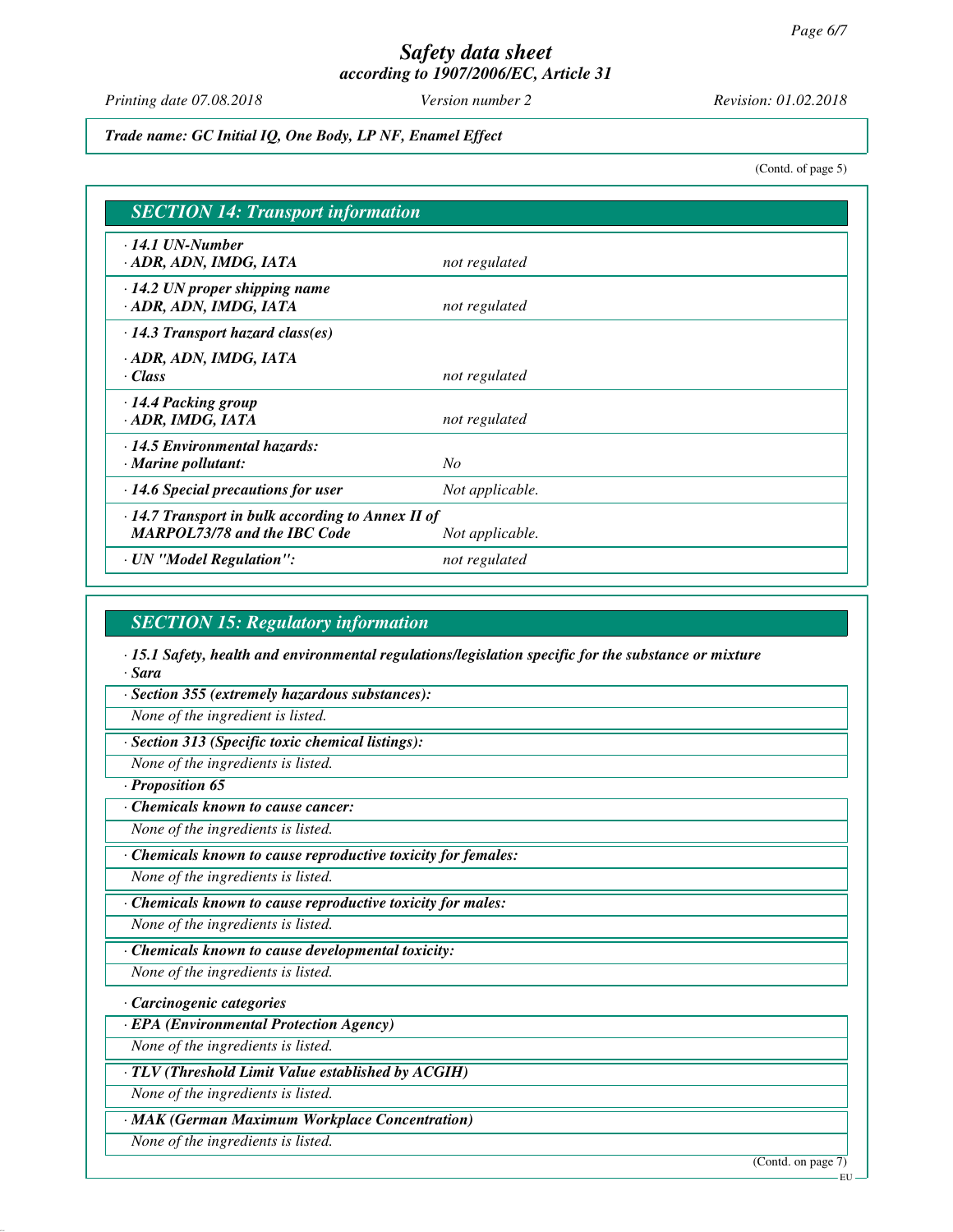*Trade name: GC Initial IQ, One Body, LP NF, Enamel Effect*

(Contd. of page 5)

## SECTION 14: Transport information

| | |
|---|---|
| **· 14.1 UN-Number** **· ADR, ADN, IMDG, IATA** | *not regulated* |
| **· 14.2 UN proper shipping name** **· ADR, ADN, IMDG, IATA** | *not regulated* |
| **· 14.3 Transport hazard class(es)** **· ADR, ADN, IMDG, IATA** **· Class** | *not regulated* |
| **· 14.4 Packing group** **· ADR, IMDG, IATA** | *not regulated* |
| **· 14.5 Environmental hazards:** **· Marine pollutant:** | *No* |
| **· 14.6 Special precautions for user** | *Not applicable.* |
| **· 14.7 Transport in bulk according to Annex II of MARPOL73/78 and the IBC Code** | *Not applicable.* |
| **· UN "Model Regulation":** | *not regulated* |

## SECTION 15: Regulatory information

**· 15.1 Safety, health and environmental regulations/legislation specific for the substance or mixture**

**· Sara**

**· Section 355 (extremely hazardous substances):**

*None of the ingredient is listed.*

**· Section 313 (Specific toxic chemical listings):**

*None of the ingredients is listed.*

**· Proposition 65**

**· Chemicals known to cause cancer:**

*None of the ingredients is listed.*

**· Chemicals known to cause reproductive toxicity for females:**

*None of the ingredients is listed.*

**· Chemicals known to cause reproductive toxicity for males:**

*None of the ingredients is listed.*

**· Chemicals known to cause developmental toxicity:**

*None of the ingredients is listed.*

**· Carcinogenic categories**

**· EPA (Environmental Protection Agency)**

*None of the ingredients is listed.*

**· TLV (Threshold Limit Value established by ACGIH)**

*None of the ingredients is listed.*

**· MAK (German Maximum Workplace Concentration)**

*None of the ingredients is listed.*

(Contd. on page 7)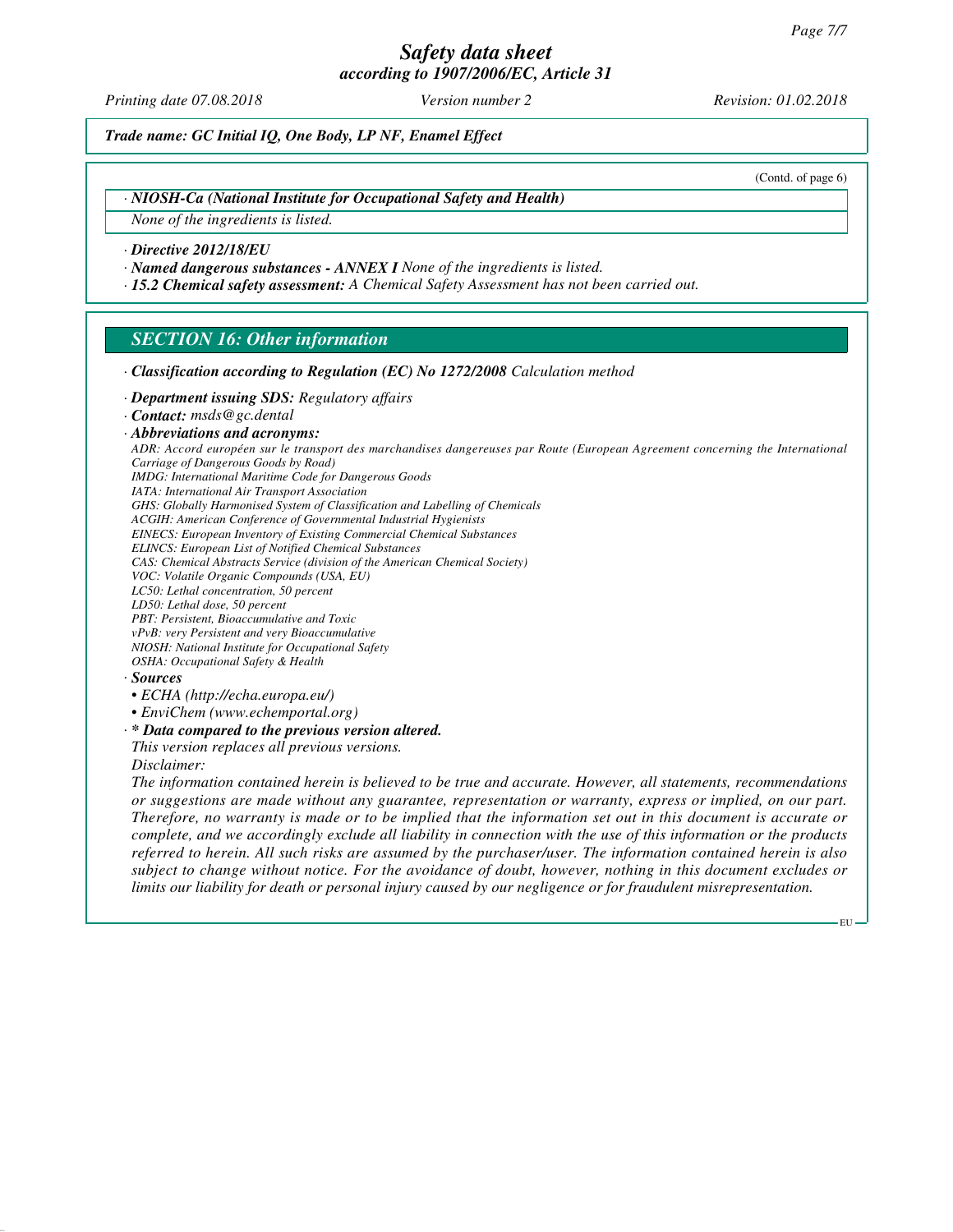· **NIOSH-Ca (National Institute for Occupational Safety and Health)**

*None of the ingredients is listed.*

· ***Directive 2012/18/EU***

· ***Named dangerous substances - ANNEX I*** *None of the ingredients is listed.*

· ***15.2 Chemical safety assessment:*** *A Chemical Safety Assessment has not been carried out.*

## SECTION 16: Other information

· ***Classification according to Regulation (EC) No 1272/2008*** *Calculation method*

· ***Department issuing SDS:*** *Regulatory affairs*

· ***Contact:*** *msds@gc.dental*

· ***Abbreviations and acronyms:***

*ADR: Accord européen sur le transport des marchandises dangereuses par Route (European Agreement concerning the International Carriage of Dangerous Goods by Road)*
*IMDG: International Maritime Code for Dangerous Goods*
*IATA: International Air Transport Association*
*GHS: Globally Harmonised System of Classification and Labelling of Chemicals*
*ACGIH: American Conference of Governmental Industrial Hygienists*
*EINECS: European Inventory of Existing Commercial Chemical Substances*
*ELINCS: European List of Notified Chemical Substances*
*CAS: Chemical Abstracts Service (division of the American Chemical Society)*
*VOC: Volatile Organic Compounds (USA, EU)*
*LC50: Lethal concentration, 50 percent*
*LD50: Lethal dose, 50 percent*
*PBT: Persistent, Bioaccumulative and Toxic*
*vPvB: very Persistent and very Bioaccumulative*
*NIOSH: National Institute for Occupational Safety*
*OSHA: Occupational Safety & Health*

· ***Sources***

- *ECHA (http://echa.europa.eu/)*
- *EnviChem (www.echemportal.org)*

· ***\* Data compared to the previous version altered.***

*This version replaces all previous versions.*

*Disclaimer:*

*The information contained herein is believed to be true and accurate. However, all statements, recommendations or suggestions are made without any guarantee, representation or warranty, express or implied, on our part. Therefore, no warranty is made or to be implied that the information set out in this document is accurate or complete, and we accordingly exclude all liability in connection with the use of this information or the products referred to herein. All such risks are assumed by the purchaser/user. The information contained herein is also subject to change without notice. For the avoidance of doubt, however, nothing in this document excludes or limits our liability for death or personal injury caused by our negligence or for fraudulent misrepresentation.*